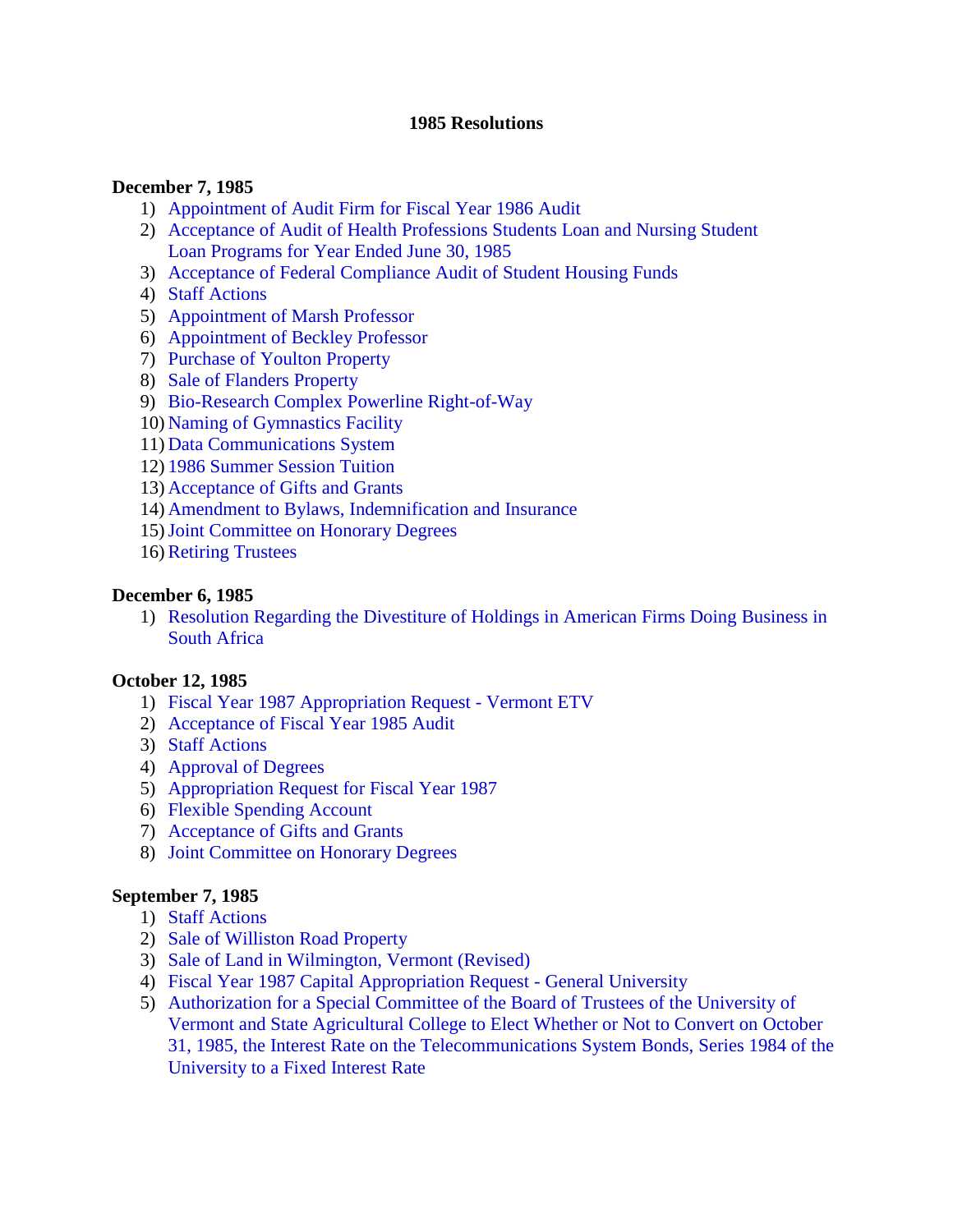# 1985 Resolutions

**December 7, 1985**

1) Appointment of Audit Firm for Fiscal Year 1986 Audit
2) Acceptance of Audit of Health Professions Students Loan and Nursing Student Loan Programs for Year Ended June 30, 1985
3) Acceptance of Federal Compliance Audit of Student Housing Funds
4) Staff Actions
5) Appointment of Marsh Professor
6) Appointment of Beckley Professor
7) Purchase of Youlton Property
8) Sale of Flanders Property
9) Bio-Research Complex Powerline Right-of-Way
10) Naming of Gymnastics Facility
11) Data Communications System
12) 1986 Summer Session Tuition
13) Acceptance of Gifts and Grants
14) Amendment to Bylaws, Indemnification and Insurance
15) Joint Committee on Honorary Degrees
16) Retiring Trustees

**December 6, 1985**

1) Resolution Regarding the Divestiture of Holdings in American Firms Doing Business in South Africa

**October 12, 1985**

1) Fiscal Year 1987 Appropriation Request - Vermont ETV
2) Acceptance of Fiscal Year 1985 Audit
3) Staff Actions
4) Approval of Degrees
5) Appropriation Request for Fiscal Year 1987
6) Flexible Spending Account
7) Acceptance of Gifts and Grants
8) Joint Committee on Honorary Degrees

**September 7, 1985**

1) Staff Actions
2) Sale of Williston Road Property
3) Sale of Land in Wilmington, Vermont (Revised)
4) Fiscal Year 1987 Capital Appropriation Request - General University
5) Authorization for a Special Committee of the Board of Trustees of the University of Vermont and State Agricultural College to Elect Whether or Not to Convert on October 31, 1985, the Interest Rate on the Telecommunications System Bonds, Series 1984 of the University to a Fixed Interest Rate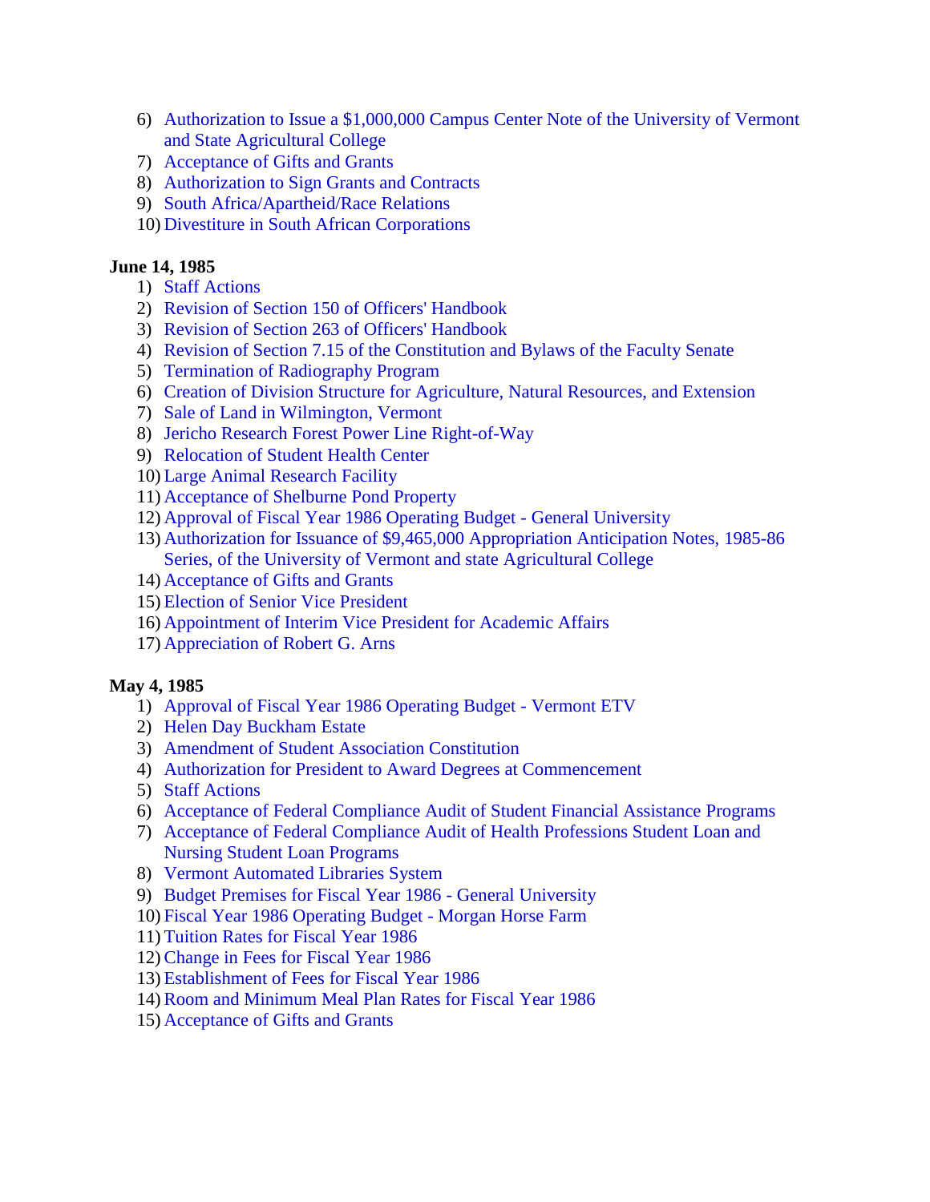6) Authorization to Issue a $1,000,000 Campus Center Note of the University of Vermont and State Agricultural College
7) Acceptance of Gifts and Grants
8) Authorization to Sign Grants and Contracts
9) South Africa/Apartheid/Race Relations
10) Divestiture in South African Corporations

**June 14, 1985**

1) Staff Actions
2) Revision of Section 150 of Officers' Handbook
3) Revision of Section 263 of Officers' Handbook
4) Revision of Section 7.15 of the Constitution and Bylaws of the Faculty Senate
5) Termination of Radiography Program
6) Creation of Division Structure for Agriculture, Natural Resources, and Extension
7) Sale of Land in Wilmington, Vermont
8) Jericho Research Forest Power Line Right-of-Way
9) Relocation of Student Health Center
10) Large Animal Research Facility
11) Acceptance of Shelburne Pond Property
12) Approval of Fiscal Year 1986 Operating Budget - General University
13) Authorization for Issuance of $9,465,000 Appropriation Anticipation Notes, 1985-86 Series, of the University of Vermont and state Agricultural College
14) Acceptance of Gifts and Grants
15) Election of Senior Vice President
16) Appointment of Interim Vice President for Academic Affairs
17) Appreciation of Robert G. Arns

**May 4, 1985**

1) Approval of Fiscal Year 1986 Operating Budget - Vermont ETV
2) Helen Day Buckham Estate
3) Amendment of Student Association Constitution
4) Authorization for President to Award Degrees at Commencement
5) Staff Actions
6) Acceptance of Federal Compliance Audit of Student Financial Assistance Programs
7) Acceptance of Federal Compliance Audit of Health Professions Student Loan and Nursing Student Loan Programs
8) Vermont Automated Libraries System
9) Budget Premises for Fiscal Year 1986 - General University
10) Fiscal Year 1986 Operating Budget - Morgan Horse Farm
11) Tuition Rates for Fiscal Year 1986
12) Change in Fees for Fiscal Year 1986
13) Establishment of Fees for Fiscal Year 1986
14) Room and Minimum Meal Plan Rates for Fiscal Year 1986
15) Acceptance of Gifts and Grants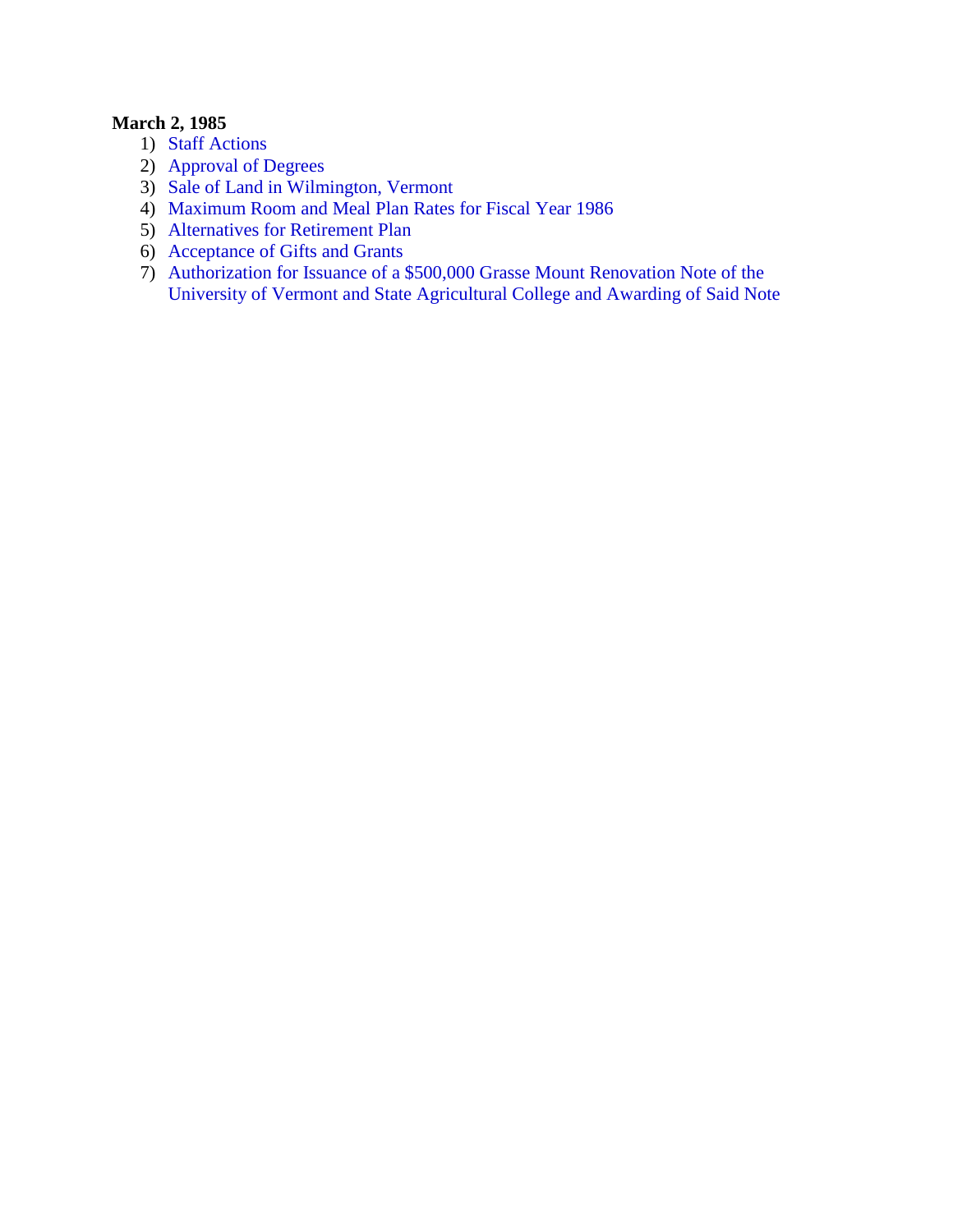**March 2, 1985**

1) Staff Actions
2) Approval of Degrees
3) Sale of Land in Wilmington, Vermont
4) Maximum Room and Meal Plan Rates for Fiscal Year 1986
5) Alternatives for Retirement Plan
6) Acceptance of Gifts and Grants
7) Authorization for Issuance of a $500,000 Grasse Mount Renovation Note of the University of Vermont and State Agricultural College and Awarding of Said Note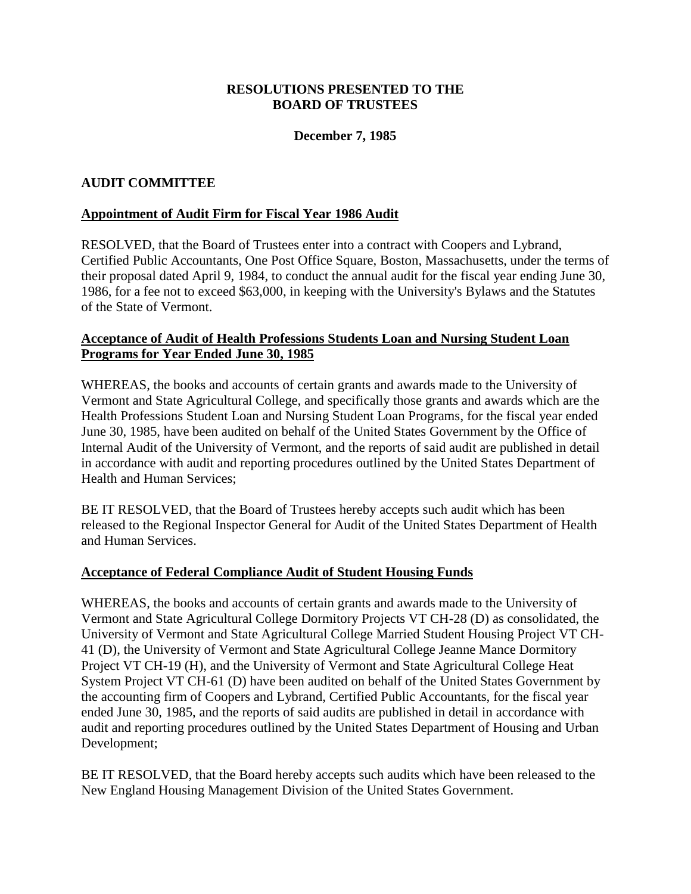**RESOLUTIONS PRESENTED TO THE BOARD OF TRUSTEES**

**December 7, 1985**

## AUDIT COMMITTEE

### Appointment of Audit Firm for Fiscal Year 1986 Audit

RESOLVED, that the Board of Trustees enter into a contract with Coopers and Lybrand, Certified Public Accountants, One Post Office Square, Boston, Massachusetts, under the terms of their proposal dated April 9, 1984, to conduct the annual audit for the fiscal year ending June 30, 1986, for a fee not to exceed $63,000, in keeping with the University's Bylaws and the Statutes of the State of Vermont.

### Acceptance of Audit of Health Professions Students Loan and Nursing Student Loan Programs for Year Ended June 30, 1985

WHEREAS, the books and accounts of certain grants and awards made to the University of Vermont and State Agricultural College, and specifically those grants and awards which are the Health Professions Student Loan and Nursing Student Loan Programs, for the fiscal year ended June 30, 1985, have been audited on behalf of the United States Government by the Office of Internal Audit of the University of Vermont, and the reports of said audit are published in detail in accordance with audit and reporting procedures outlined by the United States Department of Health and Human Services;

BE IT RESOLVED, that the Board of Trustees hereby accepts such audit which has been released to the Regional Inspector General for Audit of the United States Department of Health and Human Services.

### Acceptance of Federal Compliance Audit of Student Housing Funds

WHEREAS, the books and accounts of certain grants and awards made to the University of Vermont and State Agricultural College Dormitory Projects VT CH-28 (D) as consolidated, the University of Vermont and State Agricultural College Married Student Housing Project VT CH-41 (D), the University of Vermont and State Agricultural College Jeanne Mance Dormitory Project VT CH-19 (H), and the University of Vermont and State Agricultural College Heat System Project VT CH-61 (D) have been audited on behalf of the United States Government by the accounting firm of Coopers and Lybrand, Certified Public Accountants, for the fiscal year ended June 30, 1985, and the reports of said audits are published in detail in accordance with audit and reporting procedures outlined by the United States Department of Housing and Urban Development;

BE IT RESOLVED, that the Board hereby accepts such audits which have been released to the New England Housing Management Division of the United States Government.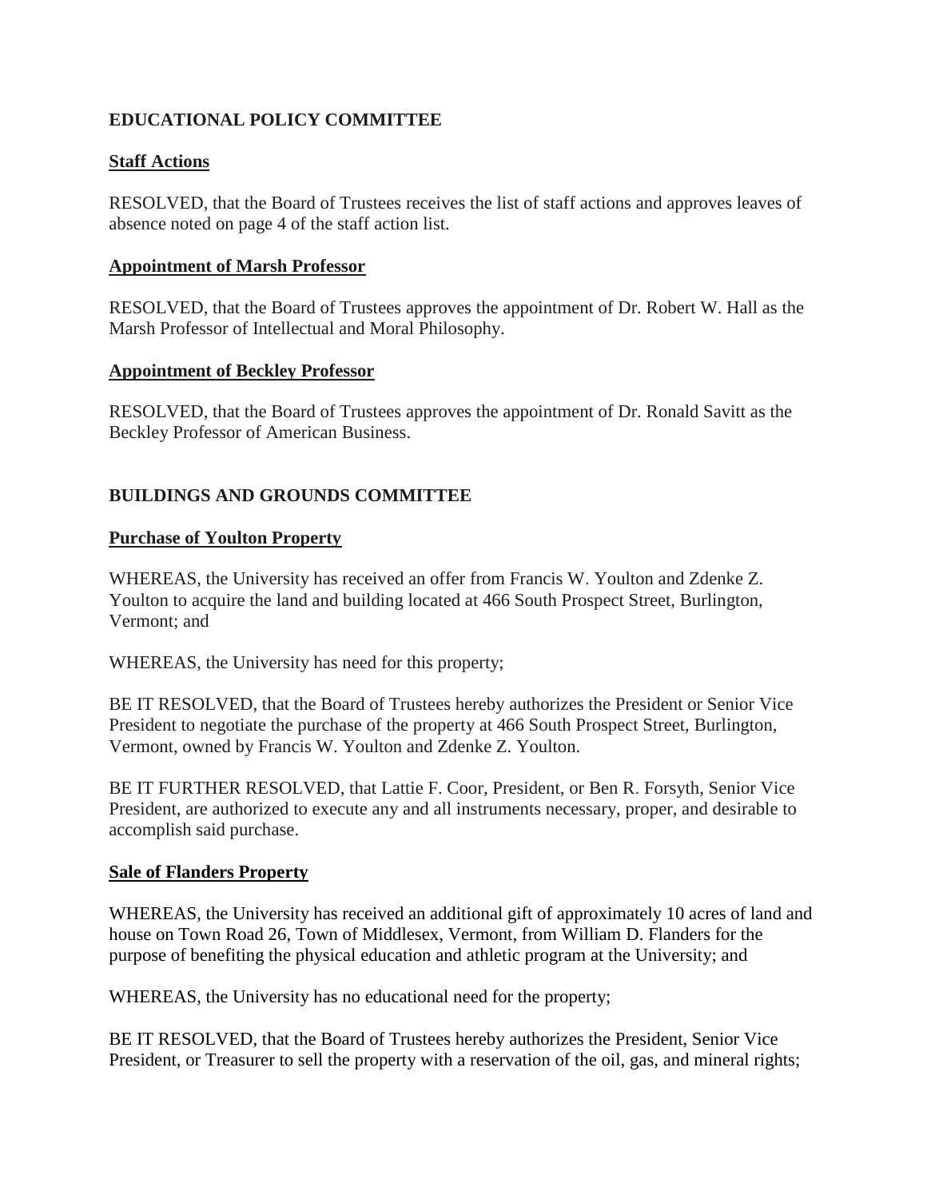**EDUCATIONAL POLICY COMMITTEE**

**Staff Actions**

RESOLVED, that the Board of Trustees receives the list of staff actions and approves leaves of absence noted on page 4 of the staff action list.

**Appointment of Marsh Professor**

RESOLVED, that the Board of Trustees approves the appointment of Dr. Robert W. Hall as the Marsh Professor of Intellectual and Moral Philosophy.

**Appointment of Beckley Professor**

RESOLVED, that the Board of Trustees approves the appointment of Dr. Ronald Savitt as the Beckley Professor of American Business.

**BUILDINGS AND GROUNDS COMMITTEE**

**Purchase of Youlton Property**

WHEREAS, the University has received an offer from Francis W. Youlton and Zdenke Z. Youlton to acquire the land and building located at 466 South Prospect Street, Burlington, Vermont; and

WHEREAS, the University has need for this property;

BE IT RESOLVED, that the Board of Trustees hereby authorizes the President or Senior Vice President to negotiate the purchase of the property at 466 South Prospect Street, Burlington, Vermont, owned by Francis W. Youlton and Zdenke Z. Youlton.

BE IT FURTHER RESOLVED, that Lattie F. Coor, President, or Ben R. Forsyth, Senior Vice President, are authorized to execute any and all instruments necessary, proper, and desirable to accomplish said purchase.

**Sale of Flanders Property**

WHEREAS, the University has received an additional gift of approximately 10 acres of land and house on Town Road 26, Town of Middlesex, Vermont, from William D. Flanders for the purpose of benefiting the physical education and athletic program at the University; and

WHEREAS, the University has no educational need for the property;

BE IT RESOLVED, that the Board of Trustees hereby authorizes the President, Senior Vice President, or Treasurer to sell the property with a reservation of the oil, gas, and mineral rights;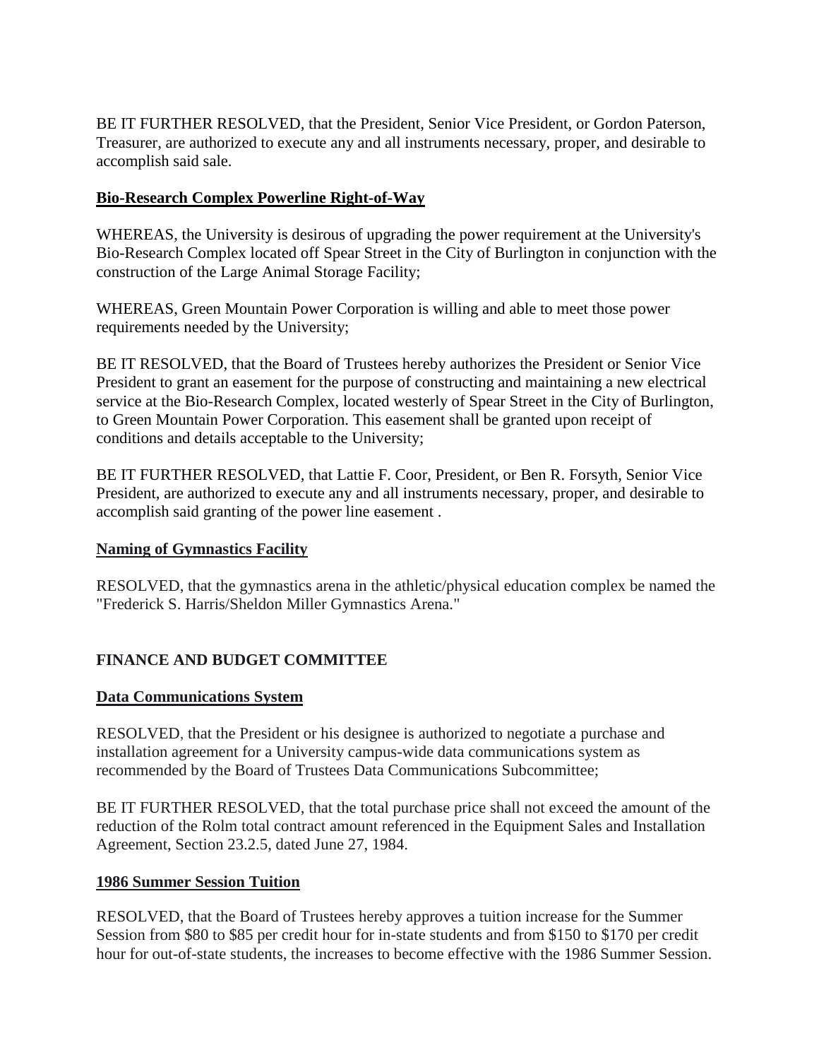BE IT FURTHER RESOLVED, that the President, Senior Vice President, or Gordon Paterson, Treasurer, are authorized to execute any and all instruments necessary, proper, and desirable to accomplish said sale.

**Bio-Research Complex Powerline Right-of-Way**

WHEREAS, the University is desirous of upgrading the power requirement at the University's Bio-Research Complex located off Spear Street in the City of Burlington in conjunction with the construction of the Large Animal Storage Facility;

WHEREAS, Green Mountain Power Corporation is willing and able to meet those power requirements needed by the University;

BE IT RESOLVED, that the Board of Trustees hereby authorizes the President or Senior Vice President to grant an easement for the purpose of constructing and maintaining a new electrical service at the Bio-Research Complex, located westerly of Spear Street in the City of Burlington, to Green Mountain Power Corporation. This easement shall be granted upon receipt of conditions and details acceptable to the University;

BE IT FURTHER RESOLVED, that Lattie F. Coor, President, or Ben R. Forsyth, Senior Vice President, are authorized to execute any and all instruments necessary, proper, and desirable to accomplish said granting of the power line easement .

**Naming of Gymnastics Facility**

RESOLVED, that the gymnastics arena in the athletic/physical education complex be named the "Frederick S. Harris/Sheldon Miller Gymnastics Arena."

## FINANCE AND BUDGET COMMITTEE

**Data Communications System**

RESOLVED, that the President or his designee is authorized to negotiate a purchase and installation agreement for a University campus-wide data communications system as recommended by the Board of Trustees Data Communications Subcommittee;

BE IT FURTHER RESOLVED, that the total purchase price shall not exceed the amount of the reduction of the Rolm total contract amount referenced in the Equipment Sales and Installation Agreement, Section 23.2.5, dated June 27, 1984.

**1986 Summer Session Tuition**

RESOLVED, that the Board of Trustees hereby approves a tuition increase for the Summer Session from $80 to $85 per credit hour for in-state students and from $150 to $170 per credit hour for out-of-state students, the increases to become effective with the 1986 Summer Session.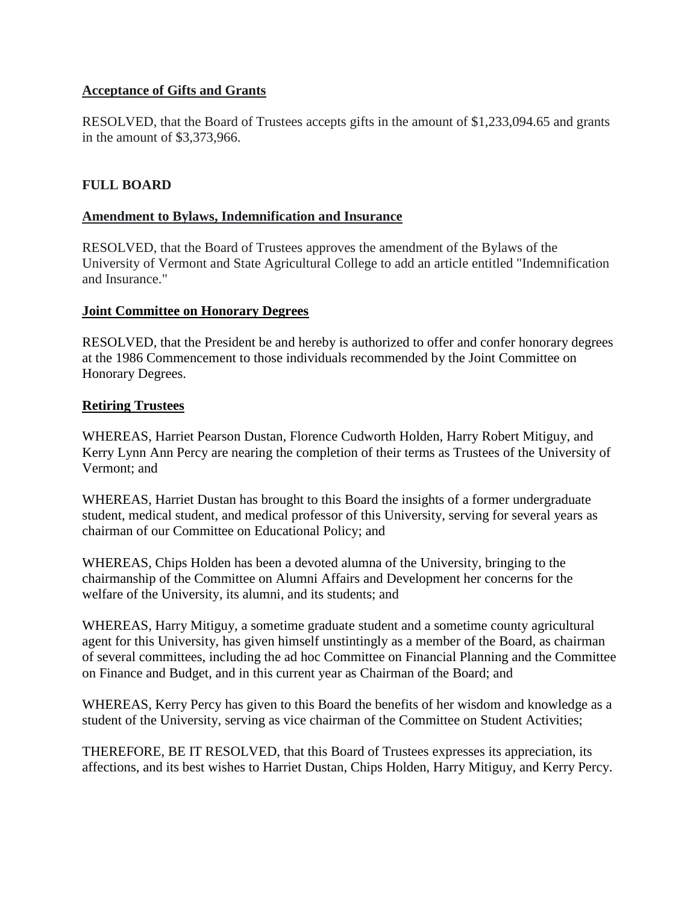**Acceptance of Gifts and Grants**

RESOLVED, that the Board of Trustees accepts gifts in the amount of $1,233,094.65 and grants in the amount of $3,373,966.

## FULL BOARD

**Amendment to Bylaws, Indemnification and Insurance**

RESOLVED, that the Board of Trustees approves the amendment of the Bylaws of the University of Vermont and State Agricultural College to add an article entitled "Indemnification and Insurance."

**Joint Committee on Honorary Degrees**

RESOLVED, that the President be and hereby is authorized to offer and confer honorary degrees at the 1986 Commencement to those individuals recommended by the Joint Committee on Honorary Degrees.

**Retiring Trustees**

WHEREAS, Harriet Pearson Dustan, Florence Cudworth Holden, Harry Robert Mitiguy, and Kerry Lynn Ann Percy are nearing the completion of their terms as Trustees of the University of Vermont; and

WHEREAS, Harriet Dustan has brought to this Board the insights of a former undergraduate student, medical student, and medical professor of this University, serving for several years as chairman of our Committee on Educational Policy; and

WHEREAS, Chips Holden has been a devoted alumna of the University, bringing to the chairmanship of the Committee on Alumni Affairs and Development her concerns for the welfare of the University, its alumni, and its students; and

WHEREAS, Harry Mitiguy, a sometime graduate student and a sometime county agricultural agent for this University, has given himself unstintingly as a member of the Board, as chairman of several committees, including the ad hoc Committee on Financial Planning and the Committee on Finance and Budget, and in this current year as Chairman of the Board; and

WHEREAS, Kerry Percy has given to this Board the benefits of her wisdom and knowledge as a student of the University, serving as vice chairman of the Committee on Student Activities;

THEREFORE, BE IT RESOLVED, that this Board of Trustees expresses its appreciation, its affections, and its best wishes to Harriet Dustan, Chips Holden, Harry Mitiguy, and Kerry Percy.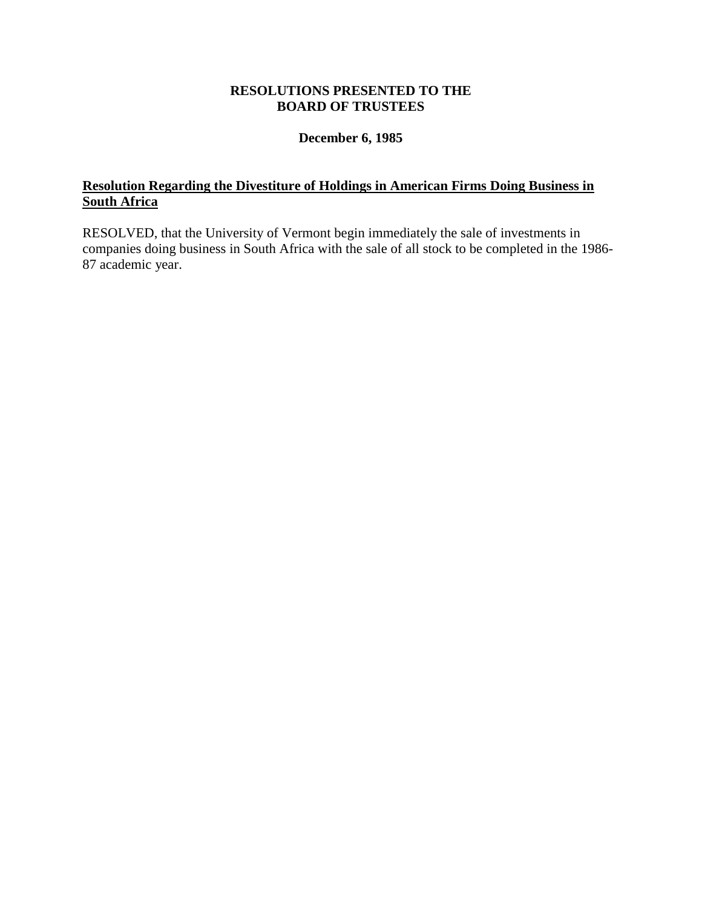**RESOLUTIONS PRESENTED TO THE BOARD OF TRUSTEES**

**December 6, 1985**

**<u>Resolution Regarding the Divestiture of Holdings in American Firms Doing Business in South Africa</u>**

RESOLVED, that the University of Vermont begin immediately the sale of investments in companies doing business in South Africa with the sale of all stock to be completed in the 1986-87 academic year.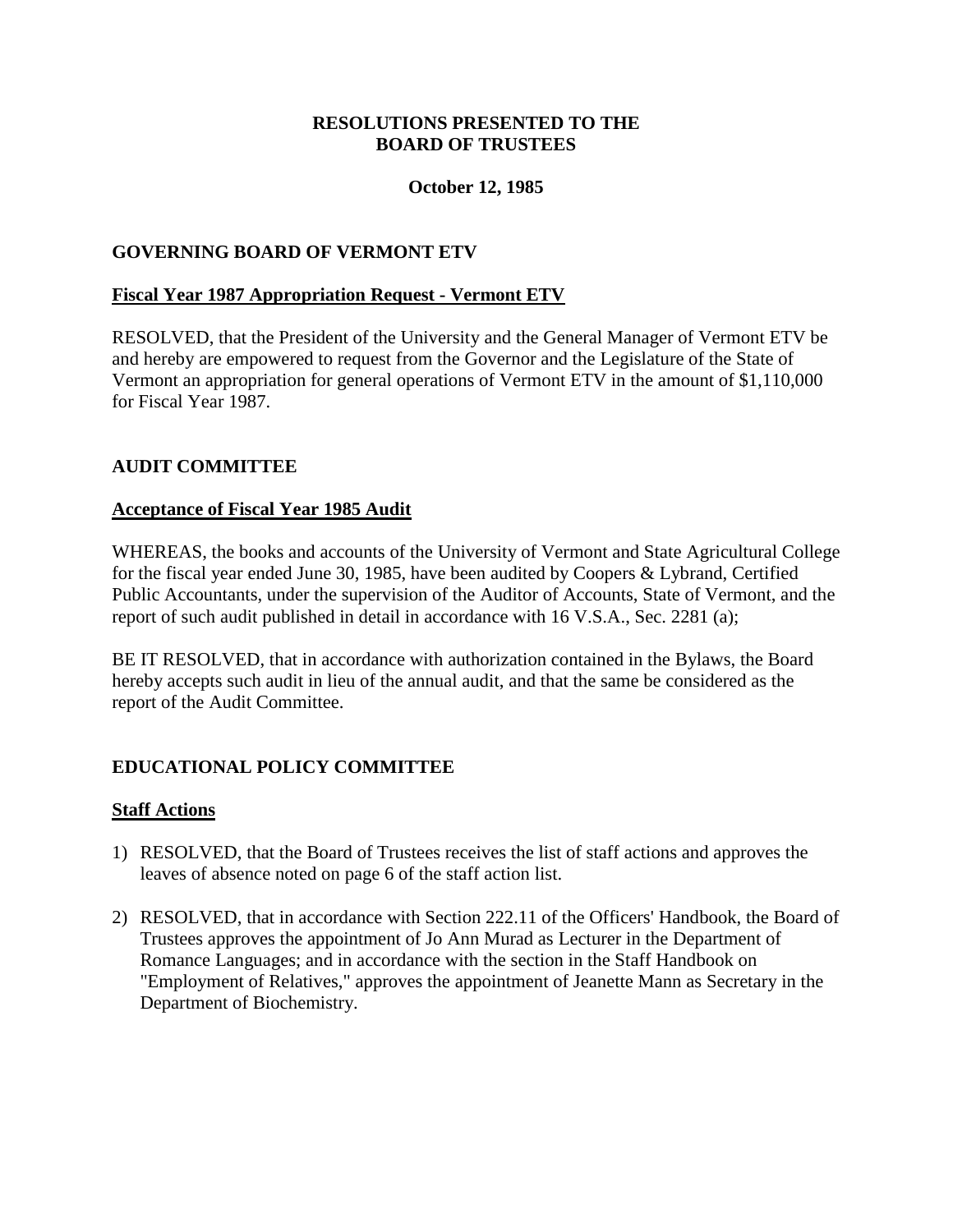# RESOLUTIONS PRESENTED TO THE BOARD OF TRUSTEES

**October 12, 1985**

## GOVERNING BOARD OF VERMONT ETV

### Fiscal Year 1987 Appropriation Request - Vermont ETV

RESOLVED, that the President of the University and the General Manager of Vermont ETV be and hereby are empowered to request from the Governor and the Legislature of the State of Vermont an appropriation for general operations of Vermont ETV in the amount of $1,110,000 for Fiscal Year 1987.

## AUDIT COMMITTEE

### Acceptance of Fiscal Year 1985 Audit

WHEREAS, the books and accounts of the University of Vermont and State Agricultural College for the fiscal year ended June 30, 1985, have been audited by Coopers & Lybrand, Certified Public Accountants, under the supervision of the Auditor of Accounts, State of Vermont, and the report of such audit published in detail in accordance with 16 V.S.A., Sec. 2281 (a);

BE IT RESOLVED, that in accordance with authorization contained in the Bylaws, the Board hereby accepts such audit in lieu of the annual audit, and that the same be considered as the report of the Audit Committee.

## EDUCATIONAL POLICY COMMITTEE

### Staff Actions

1) RESOLVED, that the Board of Trustees receives the list of staff actions and approves the leaves of absence noted on page 6 of the staff action list.

2) RESOLVED, that in accordance with Section 222.11 of the Officers' Handbook, the Board of Trustees approves the appointment of Jo Ann Murad as Lecturer in the Department of Romance Languages; and in accordance with the section in the Staff Handbook on "Employment of Relatives," approves the appointment of Jeanette Mann as Secretary in the Department of Biochemistry.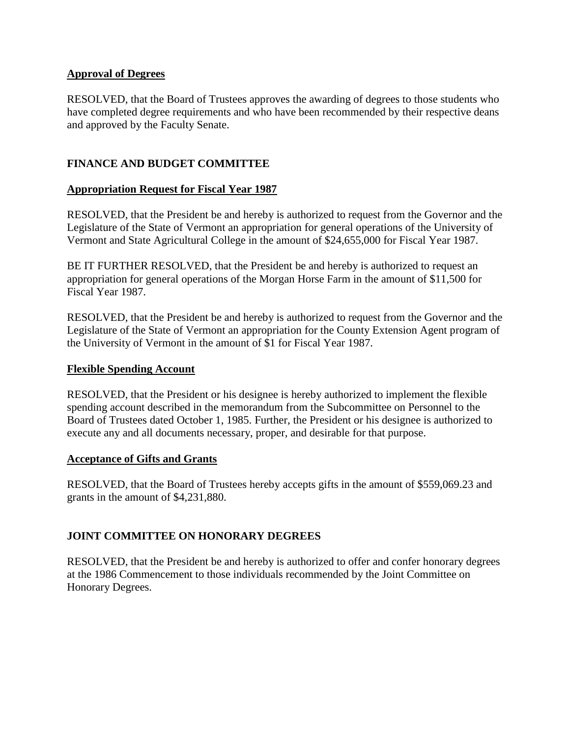**Approval of Degrees**

RESOLVED, that the Board of Trustees approves the awarding of degrees to those students who have completed degree requirements and who have been recommended by their respective deans and approved by the Faculty Senate.

## FINANCE AND BUDGET COMMITTEE

**Appropriation Request for Fiscal Year 1987**

RESOLVED, that the President be and hereby is authorized to request from the Governor and the Legislature of the State of Vermont an appropriation for general operations of the University of Vermont and State Agricultural College in the amount of $24,655,000 for Fiscal Year 1987.

BE IT FURTHER RESOLVED, that the President be and hereby is authorized to request an appropriation for general operations of the Morgan Horse Farm in the amount of $11,500 for Fiscal Year 1987.

RESOLVED, that the President be and hereby is authorized to request from the Governor and the Legislature of the State of Vermont an appropriation for the County Extension Agent program of the University of Vermont in the amount of $1 for Fiscal Year 1987.

**Flexible Spending Account**

RESOLVED, that the President or his designee is hereby authorized to implement the flexible spending account described in the memorandum from the Subcommittee on Personnel to the Board of Trustees dated October 1, 1985. Further, the President or his designee is authorized to execute any and all documents necessary, proper, and desirable for that purpose.

**Acceptance of Gifts and Grants**

RESOLVED, that the Board of Trustees hereby accepts gifts in the amount of $559,069.23 and grants in the amount of $4,231,880.

## JOINT COMMITTEE ON HONORARY DEGREES

RESOLVED, that the President be and hereby is authorized to offer and confer honorary degrees at the 1986 Commencement to those individuals recommended by the Joint Committee on Honorary Degrees.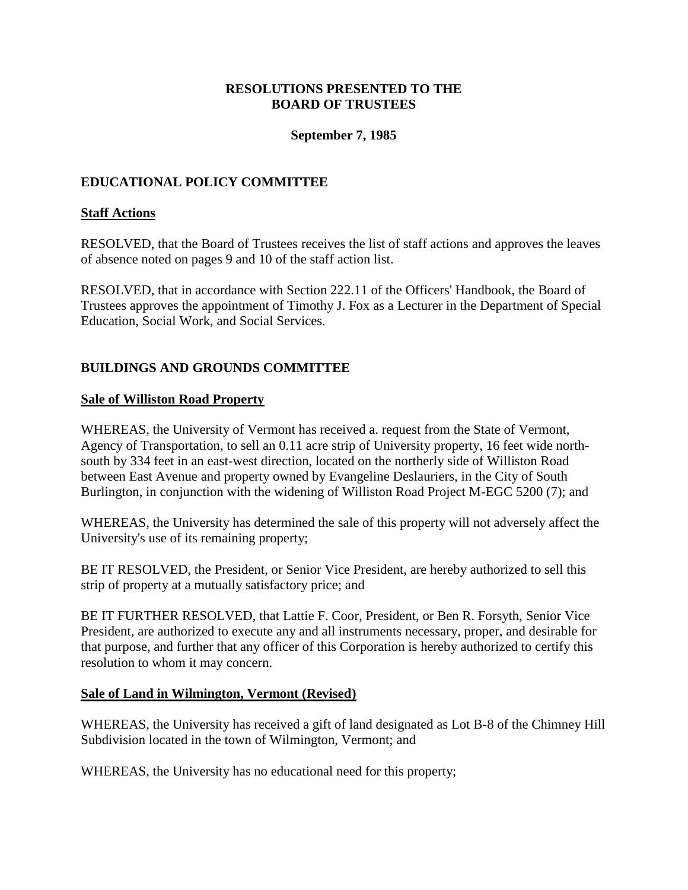**RESOLUTIONS PRESENTED TO THE BOARD OF TRUSTEES**

**September 7, 1985**

## EDUCATIONAL POLICY COMMITTEE

### Staff Actions

RESOLVED, that the Board of Trustees receives the list of staff actions and approves the leaves of absence noted on pages 9 and 10 of the staff action list.

RESOLVED, that in accordance with Section 222.11 of the Officers' Handbook, the Board of Trustees approves the appointment of Timothy J. Fox as a Lecturer in the Department of Special Education, Social Work, and Social Services.

## BUILDINGS AND GROUNDS COMMITTEE

### Sale of Williston Road Property

WHEREAS, the University of Vermont has received a. request from the State of Vermont, Agency of Transportation, to sell an 0.11 acre strip of University property, 16 feet wide north-south by 334 feet in an east-west direction, located on the northerly side of Williston Road between East Avenue and property owned by Evangeline Deslauriers, in the City of South Burlington, in conjunction with the widening of Williston Road Project M-EGC 5200 (7); and

WHEREAS, the University has determined the sale of this property will not adversely affect the University's use of its remaining property;

BE IT RESOLVED, the President, or Senior Vice President, are hereby authorized to sell this strip of property at a mutually satisfactory price; and

BE IT FURTHER RESOLVED, that Lattie F. Coor, President, or Ben R. Forsyth, Senior Vice President, are authorized to execute any and all instruments necessary, proper, and desirable for that purpose, and further that any officer of this Corporation is hereby authorized to certify this resolution to whom it may concern.

### Sale of Land in Wilmington, Vermont (Revised)

WHEREAS, the University has received a gift of land designated as Lot B-8 of the Chimney Hill Subdivision located in the town of Wilmington, Vermont; and

WHEREAS, the University has no educational need for this property;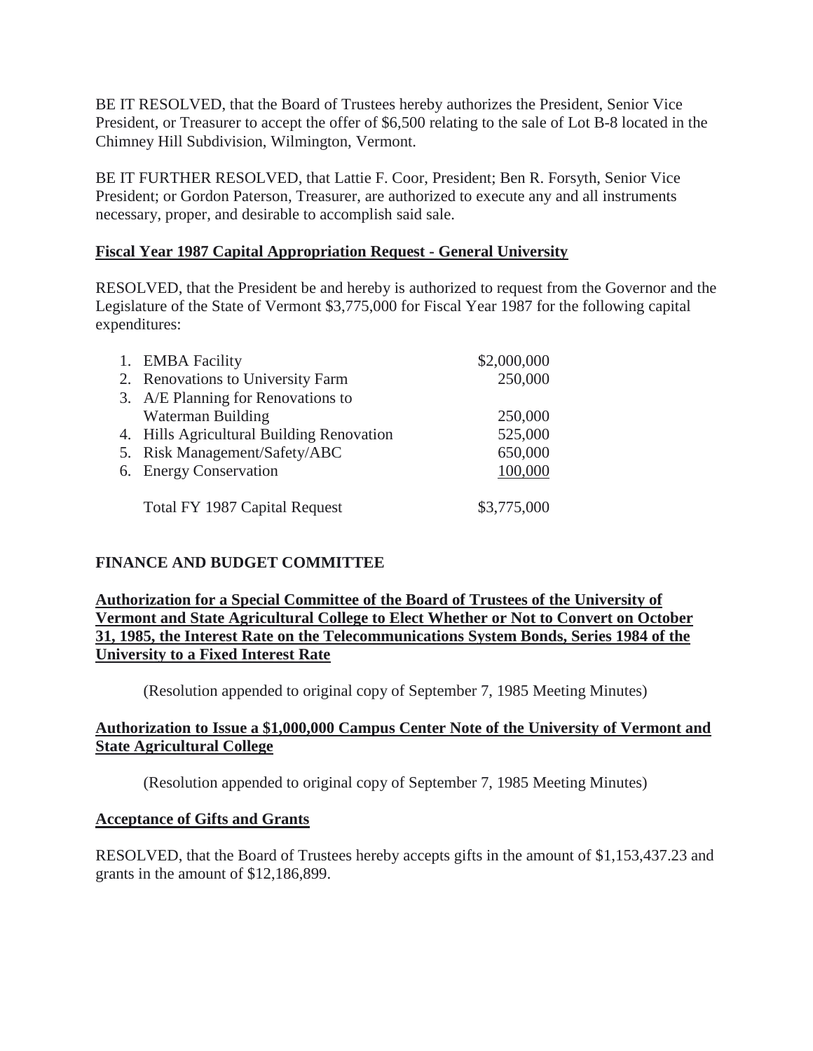BE IT RESOLVED, that the Board of Trustees hereby authorizes the President, Senior Vice President, or Treasurer to accept the offer of $6,500 relating to the sale of Lot B-8 located in the Chimney Hill Subdivision, Wilmington, Vermont.

BE IT FURTHER RESOLVED, that Lattie F. Coor, President; Ben R. Forsyth, Senior Vice President; or Gordon Paterson, Treasurer, are authorized to execute any and all instruments necessary, proper, and desirable to accomplish said sale.

**Fiscal Year 1987 Capital Appropriation Request - General University**

RESOLVED, that the President be and hereby is authorized to request from the Governor and the Legislature of the State of Vermont $3,775,000 for Fiscal Year 1987 for the following capital expenditures:

| | |
|---|---|
| 1. EMBA Facility | $2,000,000 |
| 2. Renovations to University Farm | 250,000 |
| 3. A/E Planning for Renovations to Waterman Building | 250,000 |
| 4. Hills Agricultural Building Renovation | 525,000 |
| 5. Risk Management/Safety/ABC | 650,000 |
| 6. Energy Conservation | 100,000 |
| Total FY 1987 Capital Request | $3,775,000 |

**FINANCE AND BUDGET COMMITTEE**

**Authorization for a Special Committee of the Board of Trustees of the University of Vermont and State Agricultural College to Elect Whether or Not to Convert on October 31, 1985, the Interest Rate on the Telecommunications System Bonds, Series 1984 of the University to a Fixed Interest Rate**

(Resolution appended to original copy of September 7, 1985 Meeting Minutes)

**Authorization to Issue a $1,000,000 Campus Center Note of the University of Vermont and State Agricultural College**

(Resolution appended to original copy of September 7, 1985 Meeting Minutes)

**Acceptance of Gifts and Grants**

RESOLVED, that the Board of Trustees hereby accepts gifts in the amount of $1,153,437.23 and grants in the amount of $12,186,899.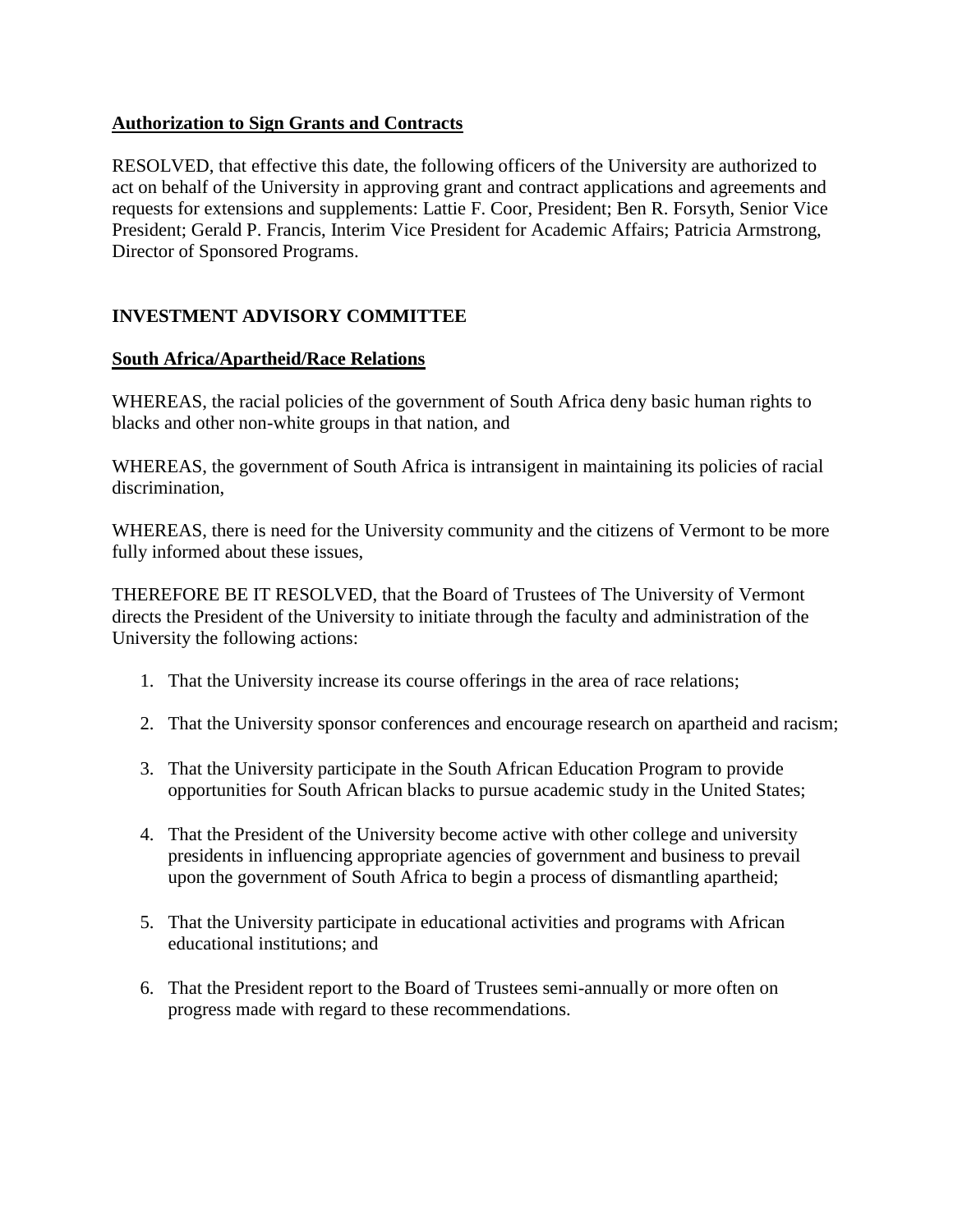**Authorization to Sign Grants and Contracts**

RESOLVED, that effective this date, the following officers of the University are authorized to act on behalf of the University in approving grant and contract applications and agreements and requests for extensions and supplements: Lattie F. Coor, President; Ben R. Forsyth, Senior Vice President; Gerald P. Francis, Interim Vice President for Academic Affairs; Patricia Armstrong, Director of Sponsored Programs.

## INVESTMENT ADVISORY COMMITTEE

**South Africa/Apartheid/Race Relations**

WHEREAS, the racial policies of the government of South Africa deny basic human rights to blacks and other non-white groups in that nation, and

WHEREAS, the government of South Africa is intransigent in maintaining its policies of racial discrimination,

WHEREAS, there is need for the University community and the citizens of Vermont to be more fully informed about these issues,

THEREFORE BE IT RESOLVED, that the Board of Trustees of The University of Vermont directs the President of the University to initiate through the faculty and administration of the University the following actions:

1. That the University increase its course offerings in the area of race relations;
2. That the University sponsor conferences and encourage research on apartheid and racism;
3. That the University participate in the South African Education Program to provide opportunities for South African blacks to pursue academic study in the United States;
4. That the President of the University become active with other college and university presidents in influencing appropriate agencies of government and business to prevail upon the government of South Africa to begin a process of dismantling apartheid;
5. That the University participate in educational activities and programs with African educational institutions; and
6. That the President report to the Board of Trustees semi-annually or more often on progress made with regard to these recommendations.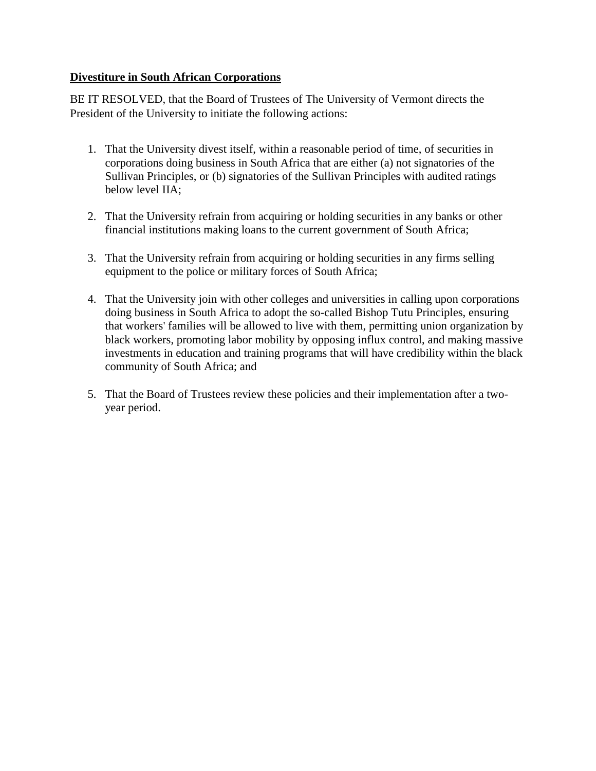**Divestiture in South African Corporations**

BE IT RESOLVED, that the Board of Trustees of The University of Vermont directs the President of the University to initiate the following actions:

1. That the University divest itself, within a reasonable period of time, of securities in corporations doing business in South Africa that are either (a) not signatories of the Sullivan Principles, or (b) signatories of the Sullivan Principles with audited ratings below level IIA;

2. That the University refrain from acquiring or holding securities in any banks or other financial institutions making loans to the current government of South Africa;

3. That the University refrain from acquiring or holding securities in any firms selling equipment to the police or military forces of South Africa;

4. That the University join with other colleges and universities in calling upon corporations doing business in South Africa to adopt the so-called Bishop Tutu Principles, ensuring that workers' families will be allowed to live with them, permitting union organization by black workers, promoting labor mobility by opposing influx control, and making massive investments in education and training programs that will have credibility within the black community of South Africa; and

5. That the Board of Trustees review these policies and their implementation after a two-year period.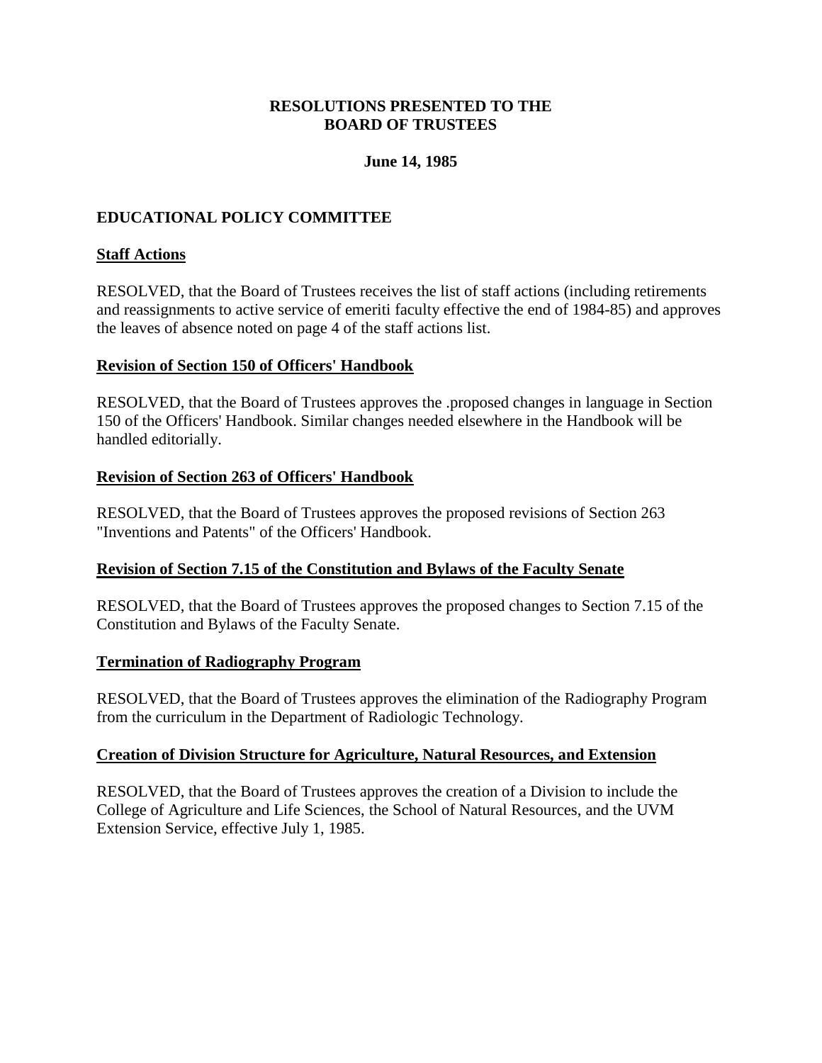**RESOLUTIONS PRESENTED TO THE**
**BOARD OF TRUSTEES**

**June 14, 1985**

## EDUCATIONAL POLICY COMMITTEE

### Staff Actions

RESOLVED, that the Board of Trustees receives the list of staff actions (including retirements and reassignments to active service of emeriti faculty effective the end of 1984-85) and approves the leaves of absence noted on page 4 of the staff actions list.

### Revision of Section 150 of Officers' Handbook

RESOLVED, that the Board of Trustees approves the .proposed changes in language in Section 150 of the Officers' Handbook. Similar changes needed elsewhere in the Handbook will be handled editorially.

### Revision of Section 263 of Officers' Handbook

RESOLVED, that the Board of Trustees approves the proposed revisions of Section 263 "Inventions and Patents" of the Officers' Handbook.

### Revision of Section 7.15 of the Constitution and Bylaws of the Faculty Senate

RESOLVED, that the Board of Trustees approves the proposed changes to Section 7.15 of the Constitution and Bylaws of the Faculty Senate.

### Termination of Radiography Program

RESOLVED, that the Board of Trustees approves the elimination of the Radiography Program from the curriculum in the Department of Radiologic Technology.

### Creation of Division Structure for Agriculture, Natural Resources, and Extension

RESOLVED, that the Board of Trustees approves the creation of a Division to include the College of Agriculture and Life Sciences, the School of Natural Resources, and the UVM Extension Service, effective July 1, 1985.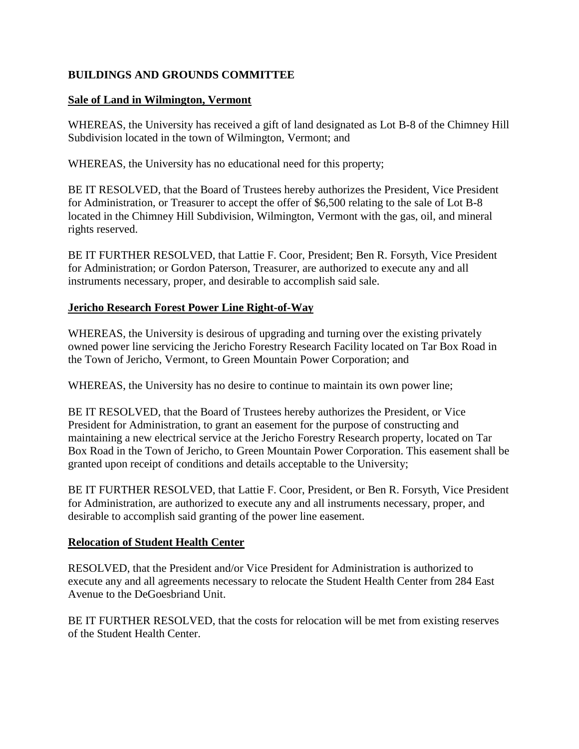**BUILDINGS AND GROUNDS COMMITTEE**

**Sale of Land in Wilmington, Vermont**

WHEREAS, the University has received a gift of land designated as Lot B-8 of the Chimney Hill Subdivision located in the town of Wilmington, Vermont; and

WHEREAS, the University has no educational need for this property;

BE IT RESOLVED, that the Board of Trustees hereby authorizes the President, Vice President for Administration, or Treasurer to accept the offer of $6,500 relating to the sale of Lot B-8 located in the Chimney Hill Subdivision, Wilmington, Vermont with the gas, oil, and mineral rights reserved.

BE IT FURTHER RESOLVED, that Lattie F. Coor, President; Ben R. Forsyth, Vice President for Administration; or Gordon Paterson, Treasurer, are authorized to execute any and all instruments necessary, proper, and desirable to accomplish said sale.

**Jericho Research Forest Power Line Right-of-Way**

WHEREAS, the University is desirous of upgrading and turning over the existing privately owned power line servicing the Jericho Forestry Research Facility located on Tar Box Road in the Town of Jericho, Vermont, to Green Mountain Power Corporation; and

WHEREAS, the University has no desire to continue to maintain its own power line;

BE IT RESOLVED, that the Board of Trustees hereby authorizes the President, or Vice President for Administration, to grant an easement for the purpose of constructing and maintaining a new electrical service at the Jericho Forestry Research property, located on Tar Box Road in the Town of Jericho, to Green Mountain Power Corporation. This easement shall be granted upon receipt of conditions and details acceptable to the University;

BE IT FURTHER RESOLVED, that Lattie F. Coor, President, or Ben R. Forsyth, Vice President for Administration, are authorized to execute any and all instruments necessary, proper, and desirable to accomplish said granting of the power line easement.

**Relocation of Student Health Center**

RESOLVED, that the President and/or Vice President for Administration is authorized to execute any and all agreements necessary to relocate the Student Health Center from 284 East Avenue to the DeGoesbriand Unit.

BE IT FURTHER RESOLVED, that the costs for relocation will be met from existing reserves of the Student Health Center.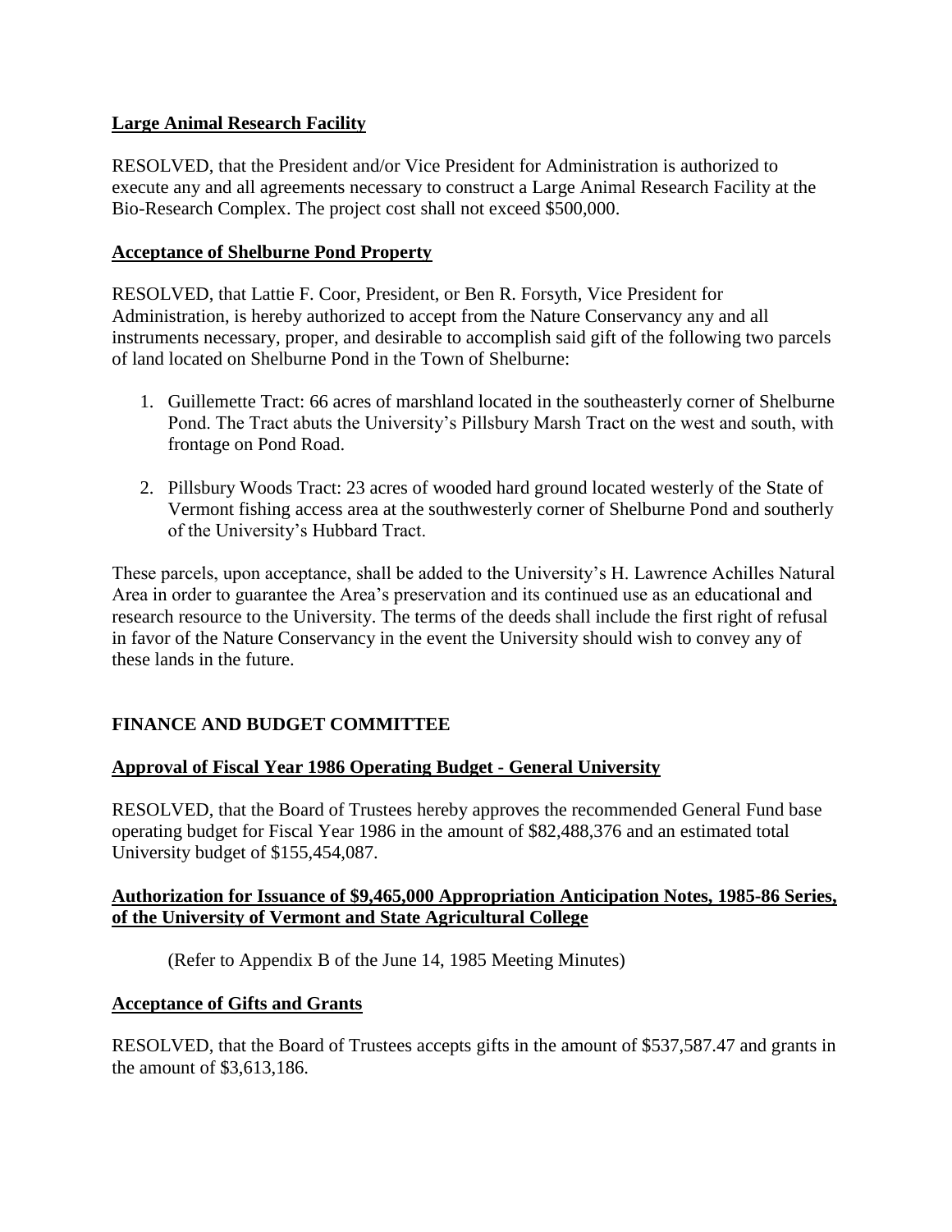**Large Animal Research Facility**

RESOLVED, that the President and/or Vice President for Administration is authorized to execute any and all agreements necessary to construct a Large Animal Research Facility at the Bio-Research Complex. The project cost shall not exceed $500,000.

**Acceptance of Shelburne Pond Property**

RESOLVED, that Lattie F. Coor, President, or Ben R. Forsyth, Vice President for Administration, is hereby authorized to accept from the Nature Conservancy any and all instruments necessary, proper, and desirable to accomplish said gift of the following two parcels of land located on Shelburne Pond in the Town of Shelburne:

1. Guillemette Tract: 66 acres of marshland located in the southeasterly corner of Shelburne Pond. The Tract abuts the University's Pillsbury Marsh Tract on the west and south, with frontage on Pond Road.
2. Pillsbury Woods Tract: 23 acres of wooded hard ground located westerly of the State of Vermont fishing access area at the southwesterly corner of Shelburne Pond and southerly of the University's Hubbard Tract.

These parcels, upon acceptance, shall be added to the University's H. Lawrence Achilles Natural Area in order to guarantee the Area's preservation and its continued use as an educational and research resource to the University. The terms of the deeds shall include the first right of refusal in favor of the Nature Conservancy in the event the University should wish to convey any of these lands in the future.

## FINANCE AND BUDGET COMMITTEE

**Approval of Fiscal Year 1986 Operating Budget - General University**

RESOLVED, that the Board of Trustees hereby approves the recommended General Fund base operating budget for Fiscal Year 1986 in the amount of $82,488,376 and an estimated total University budget of $155,454,087.

**Authorization for Issuance of $9,465,000 Appropriation Anticipation Notes, 1985-86 Series, of the University of Vermont and State Agricultural College**

(Refer to Appendix B of the June 14, 1985 Meeting Minutes)

**Acceptance of Gifts and Grants**

RESOLVED, that the Board of Trustees accepts gifts in the amount of $537,587.47 and grants in the amount of $3,613,186.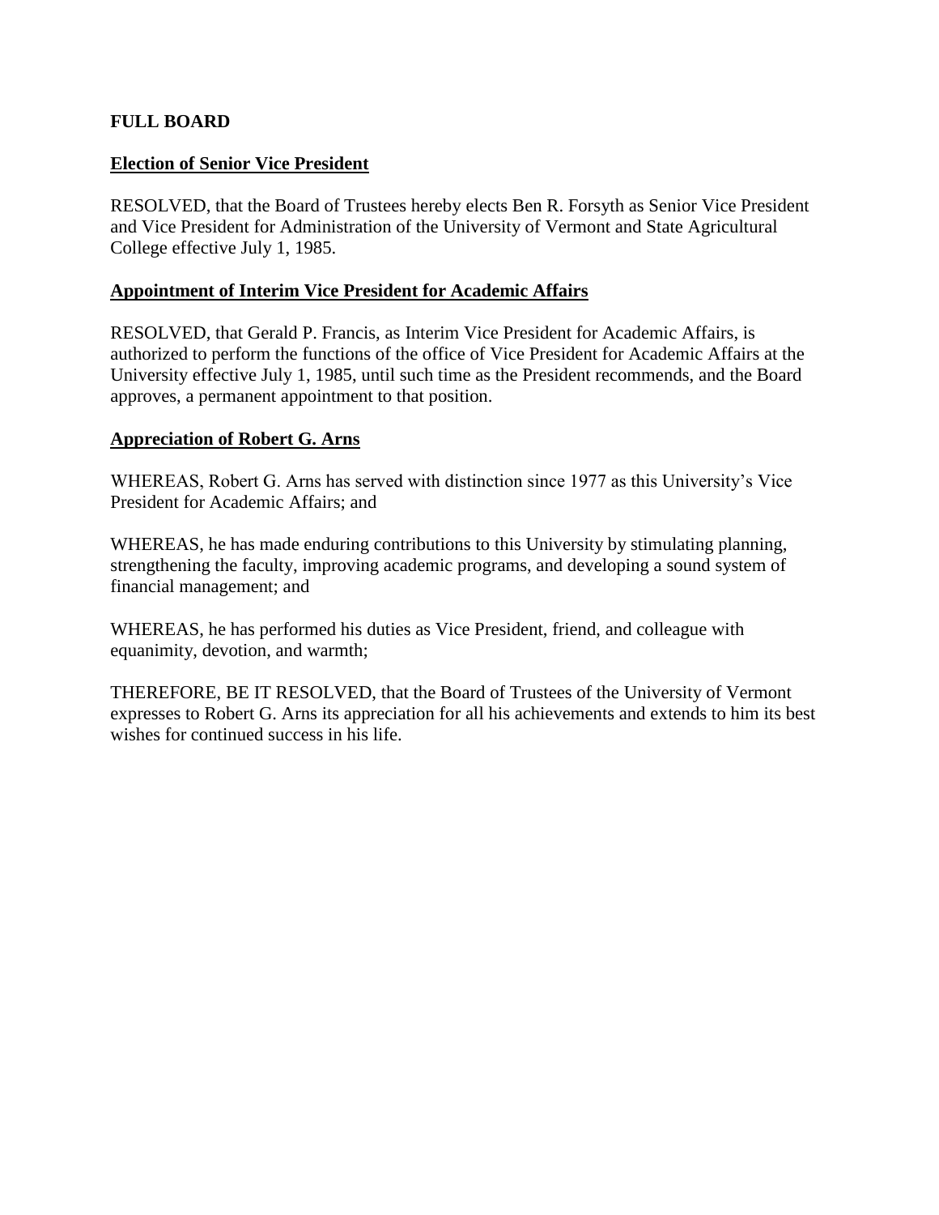**FULL BOARD**

**Election of Senior Vice President**

RESOLVED, that the Board of Trustees hereby elects Ben R. Forsyth as Senior Vice President and Vice President for Administration of the University of Vermont and State Agricultural College effective July 1, 1985.

**Appointment of Interim Vice President for Academic Affairs**

RESOLVED, that Gerald P. Francis, as Interim Vice President for Academic Affairs, is authorized to perform the functions of the office of Vice President for Academic Affairs at the University effective July 1, 1985, until such time as the President recommends, and the Board approves, a permanent appointment to that position.

**Appreciation of Robert G. Arns**

WHEREAS, Robert G. Arns has served with distinction since 1977 as this University's Vice President for Academic Affairs; and

WHEREAS, he has made enduring contributions to this University by stimulating planning, strengthening the faculty, improving academic programs, and developing a sound system of financial management; and

WHEREAS, he has performed his duties as Vice President, friend, and colleague with equanimity, devotion, and warmth;

THEREFORE, BE IT RESOLVED, that the Board of Trustees of the University of Vermont expresses to Robert G. Arns its appreciation for all his achievements and extends to him its best wishes for continued success in his life.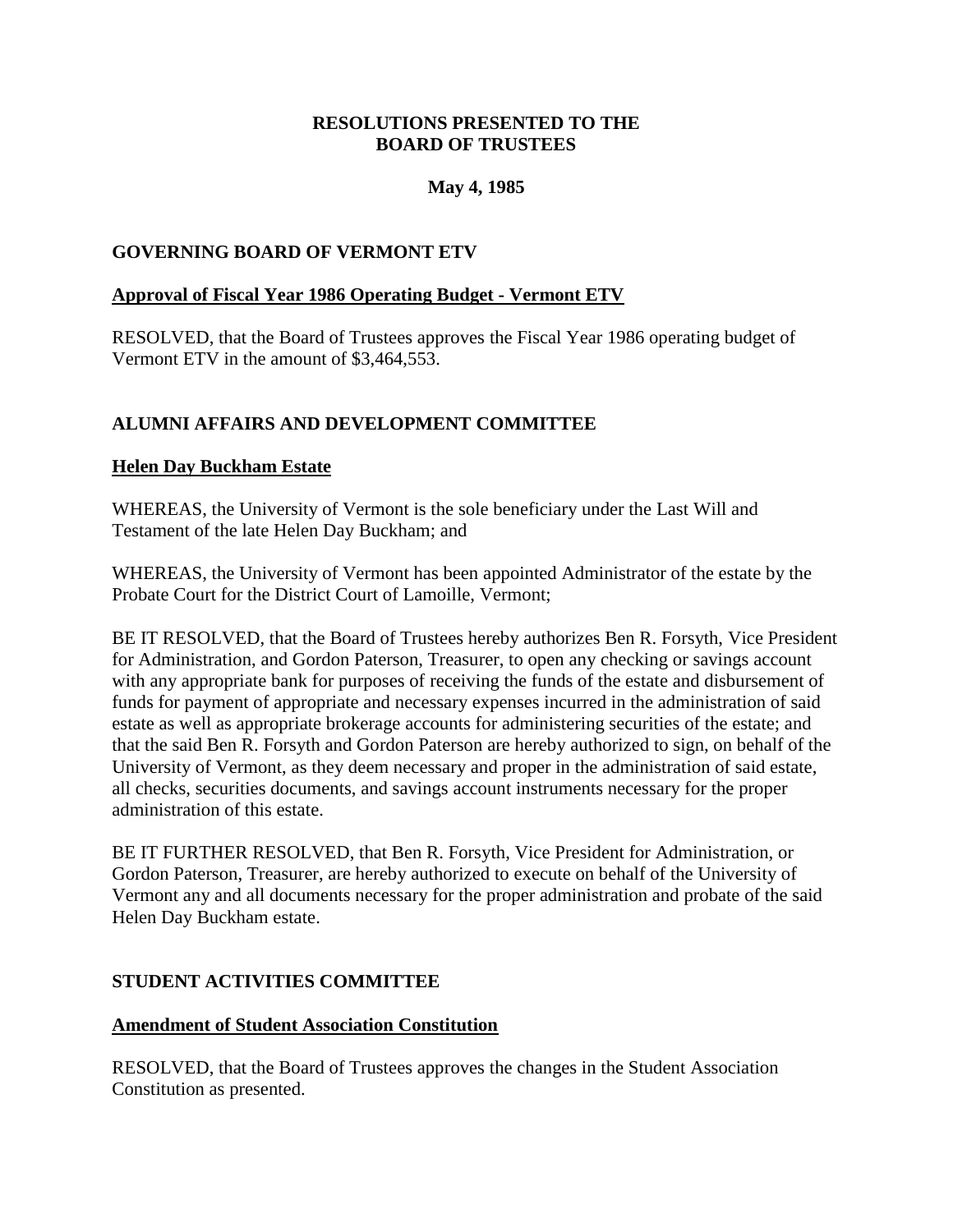# RESOLUTIONS PRESENTED TO THE BOARD OF TRUSTEES

**May 4, 1985**

## GOVERNING BOARD OF VERMONT ETV

### Approval of Fiscal Year 1986 Operating Budget - Vermont ETV

RESOLVED, that the Board of Trustees approves the Fiscal Year 1986 operating budget of Vermont ETV in the amount of $3,464,553.

## ALUMNI AFFAIRS AND DEVELOPMENT COMMITTEE

### Helen Day Buckham Estate

WHEREAS, the University of Vermont is the sole beneficiary under the Last Will and Testament of the late Helen Day Buckham; and

WHEREAS, the University of Vermont has been appointed Administrator of the estate by the Probate Court for the District Court of Lamoille, Vermont;

BE IT RESOLVED, that the Board of Trustees hereby authorizes Ben R. Forsyth, Vice President for Administration, and Gordon Paterson, Treasurer, to open any checking or savings account with any appropriate bank for purposes of receiving the funds of the estate and disbursement of funds for payment of appropriate and necessary expenses incurred in the administration of said estate as well as appropriate brokerage accounts for administering securities of the estate; and that the said Ben R. Forsyth and Gordon Paterson are hereby authorized to sign, on behalf of the University of Vermont, as they deem necessary and proper in the administration of said estate, all checks, securities documents, and savings account instruments necessary for the proper administration of this estate.

BE IT FURTHER RESOLVED, that Ben R. Forsyth, Vice President for Administration, or Gordon Paterson, Treasurer, are hereby authorized to execute on behalf of the University of Vermont any and all documents necessary for the proper administration and probate of the said Helen Day Buckham estate.

## STUDENT ACTIVITIES COMMITTEE

### Amendment of Student Association Constitution

RESOLVED, that the Board of Trustees approves the changes in the Student Association Constitution as presented.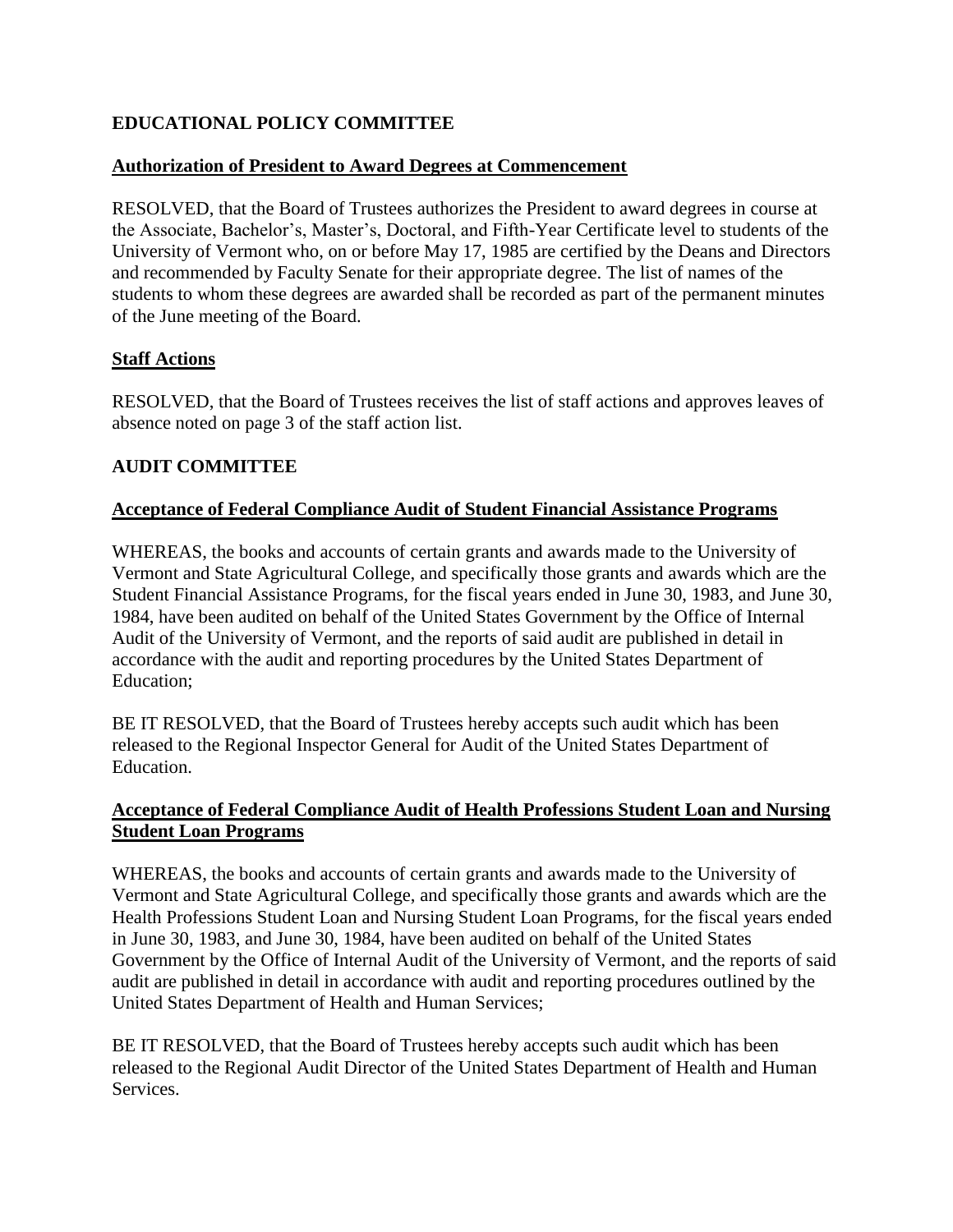## EDUCATIONAL POLICY COMMITTEE

**Authorization of President to Award Degrees at Commencement**

RESOLVED, that the Board of Trustees authorizes the President to award degrees in course at the Associate, Bachelor's, Master's, Doctoral, and Fifth-Year Certificate level to students of the University of Vermont who, on or before May 17, 1985 are certified by the Deans and Directors and recommended by Faculty Senate for their appropriate degree. The list of names of the students to whom these degrees are awarded shall be recorded as part of the permanent minutes of the June meeting of the Board.

**Staff Actions**

RESOLVED, that the Board of Trustees receives the list of staff actions and approves leaves of absence noted on page 3 of the staff action list.

## AUDIT COMMITTEE

**Acceptance of Federal Compliance Audit of Student Financial Assistance Programs**

WHEREAS, the books and accounts of certain grants and awards made to the University of Vermont and State Agricultural College, and specifically those grants and awards which are the Student Financial Assistance Programs, for the fiscal years ended in June 30, 1983, and June 30, 1984, have been audited on behalf of the United States Government by the Office of Internal Audit of the University of Vermont, and the reports of said audit are published in detail in accordance with the audit and reporting procedures by the United States Department of Education;

BE IT RESOLVED, that the Board of Trustees hereby accepts such audit which has been released to the Regional Inspector General for Audit of the United States Department of Education.

**Acceptance of Federal Compliance Audit of Health Professions Student Loan and Nursing Student Loan Programs**

WHEREAS, the books and accounts of certain grants and awards made to the University of Vermont and State Agricultural College, and specifically those grants and awards which are the Health Professions Student Loan and Nursing Student Loan Programs, for the fiscal years ended in June 30, 1983, and June 30, 1984, have been audited on behalf of the United States Government by the Office of Internal Audit of the University of Vermont, and the reports of said audit are published in detail in accordance with audit and reporting procedures outlined by the United States Department of Health and Human Services;

BE IT RESOLVED, that the Board of Trustees hereby accepts such audit which has been released to the Regional Audit Director of the United States Department of Health and Human Services.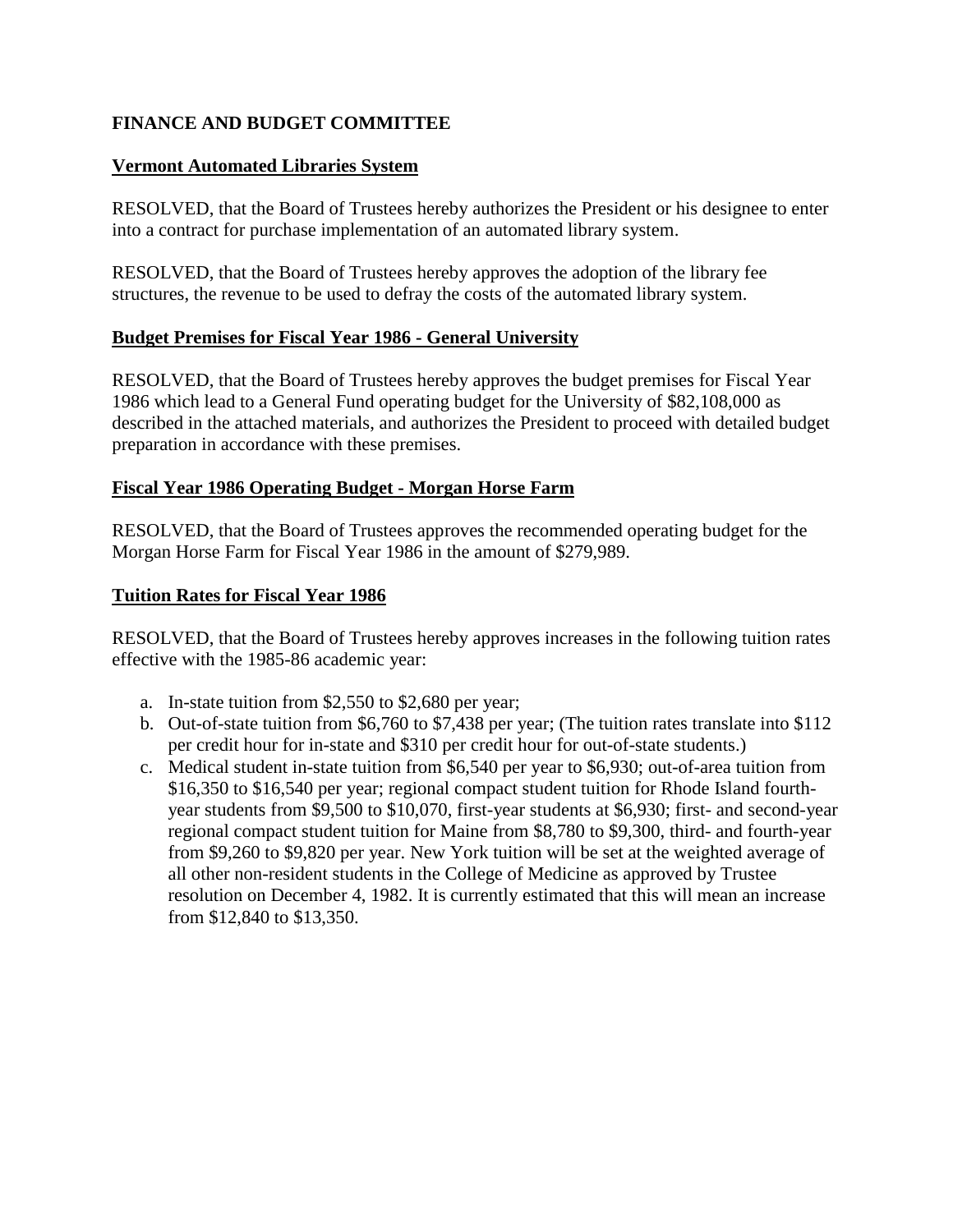**FINANCE AND BUDGET COMMITTEE**

**Vermont Automated Libraries System**

RESOLVED, that the Board of Trustees hereby authorizes the President or his designee to enter into a contract for purchase implementation of an automated library system.

RESOLVED, that the Board of Trustees hereby approves the adoption of the library fee structures, the revenue to be used to defray the costs of the automated library system.

**Budget Premises for Fiscal Year 1986 - General University**

RESOLVED, that the Board of Trustees hereby approves the budget premises for Fiscal Year 1986 which lead to a General Fund operating budget for the University of $82,108,000 as described in the attached materials, and authorizes the President to proceed with detailed budget preparation in accordance with these premises.

**Fiscal Year 1986 Operating Budget - Morgan Horse Farm**

RESOLVED, that the Board of Trustees approves the recommended operating budget for the Morgan Horse Farm for Fiscal Year 1986 in the amount of $279,989.

**Tuition Rates for Fiscal Year 1986**

RESOLVED, that the Board of Trustees hereby approves increases in the following tuition rates effective with the 1985-86 academic year:

a. In-state tuition from $2,550 to $2,680 per year;
b. Out-of-state tuition from $6,760 to $7,438 per year; (The tuition rates translate into $112 per credit hour for in-state and $310 per credit hour for out-of-state students.)
c. Medical student in-state tuition from $6,540 per year to $6,930; out-of-area tuition from $16,350 to $16,540 per year; regional compact student tuition for Rhode Island fourth-year students from $9,500 to $10,070, first-year students at $6,930; first- and second-year regional compact student tuition for Maine from $8,780 to $9,300, third- and fourth-year from $9,260 to $9,820 per year. New York tuition will be set at the weighted average of all other non-resident students in the College of Medicine as approved by Trustee resolution on December 4, 1982. It is currently estimated that this will mean an increase from $12,840 to $13,350.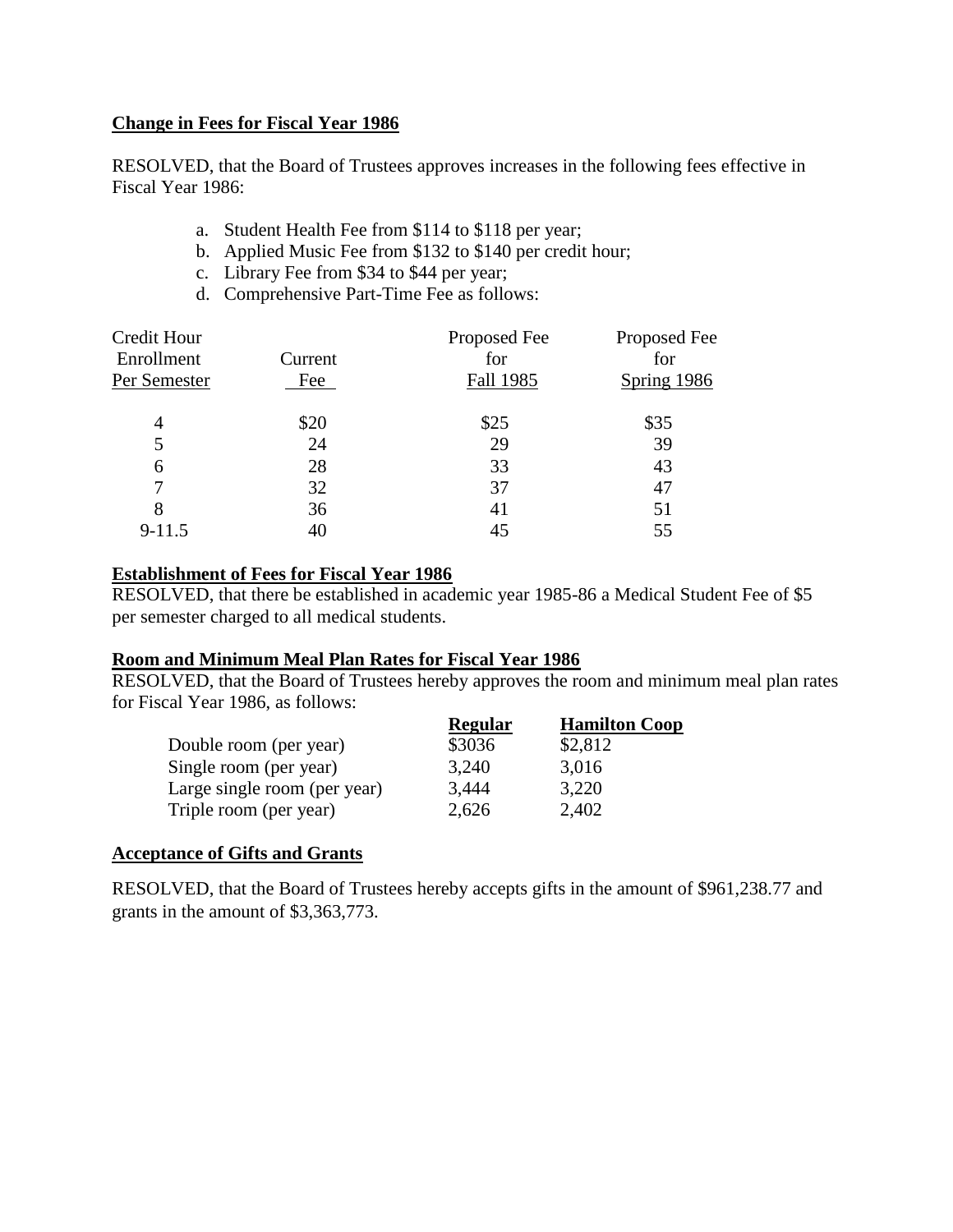**Change in Fees for Fiscal Year 1986**

RESOLVED, that the Board of Trustees approves increases in the following fees effective in Fiscal Year 1986:

a. Student Health Fee from $114 to $118 per year;
b. Applied Music Fee from $132 to $140 per credit hour;
c. Library Fee from $34 to $44 per year;
d. Comprehensive Part-Time Fee as follows:

| Credit Hour Enrollment Per Semester | Current Fee | Proposed Fee for Fall 1985 | Proposed Fee for Spring 1986 |
|---|---|---|---|
| 4 | $20 | $25 | $35 |
| 5 | 24 | 29 | 39 |
| 6 | 28 | 33 | 43 |
| 7 | 32 | 37 | 47 |
| 8 | 36 | 41 | 51 |
| 9-11.5 | 40 | 45 | 55 |

**Establishment of Fees for Fiscal Year 1986**

RESOLVED, that there be established in academic year 1985-86 a Medical Student Fee of $5 per semester charged to all medical students.

**Room and Minimum Meal Plan Rates for Fiscal Year 1986**

RESOLVED, that the Board of Trustees hereby approves the room and minimum meal plan rates for Fiscal Year 1986, as follows:

| | **Regular** | **Hamilton Coop** |
|---|---|---|
| Double room (per year) | $3036 | $2,812 |
| Single room (per year) | 3,240 | 3,016 |
| Large single room (per year) | 3,444 | 3,220 |
| Triple room (per year) | 2,626 | 2,402 |

**Acceptance of Gifts and Grants**

RESOLVED, that the Board of Trustees hereby accepts gifts in the amount of $961,238.77 and grants in the amount of $3,363,773.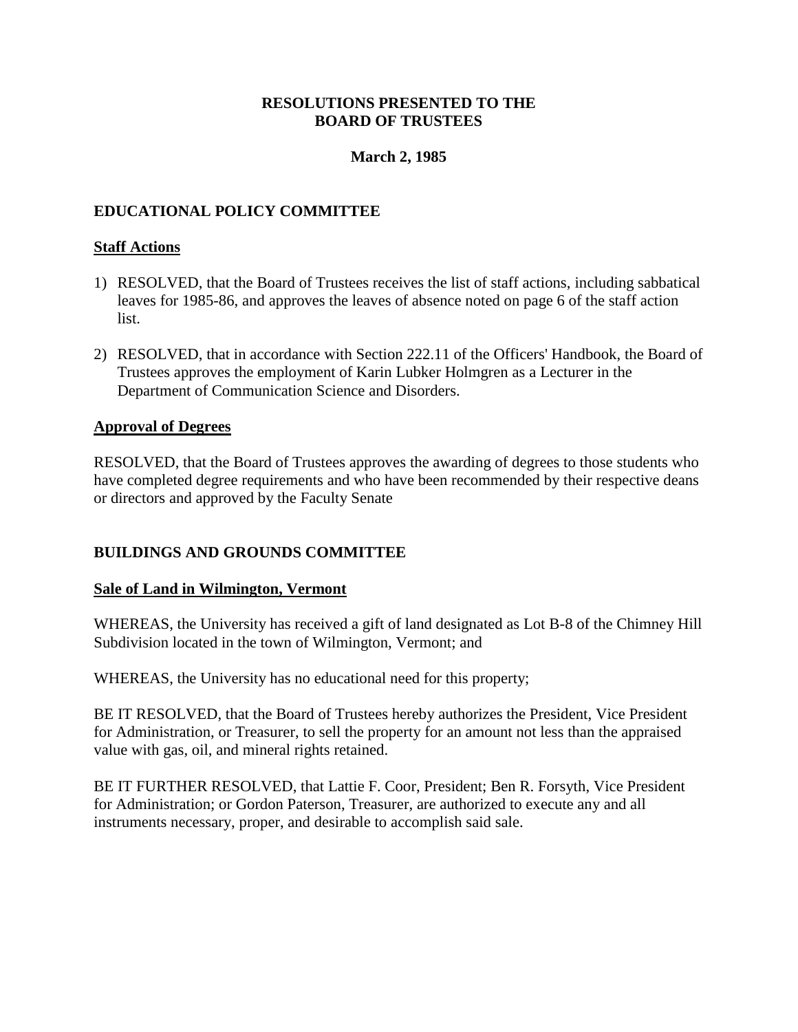# RESOLUTIONS PRESENTED TO THE BOARD OF TRUSTEES

**March 2, 1985**

## EDUCATIONAL POLICY COMMITTEE

### Staff Actions

1) RESOLVED, that the Board of Trustees receives the list of staff actions, including sabbatical leaves for 1985-86, and approves the leaves of absence noted on page 6 of the staff action list.

2) RESOLVED, that in accordance with Section 222.11 of the Officers' Handbook, the Board of Trustees approves the employment of Karin Lubker Holmgren as a Lecturer in the Department of Communication Science and Disorders.

### Approval of Degrees

RESOLVED, that the Board of Trustees approves the awarding of degrees to those students who have completed degree requirements and who have been recommended by their respective deans or directors and approved by the Faculty Senate

## BUILDINGS AND GROUNDS COMMITTEE

### Sale of Land in Wilmington, Vermont

WHEREAS, the University has received a gift of land designated as Lot B-8 of the Chimney Hill Subdivision located in the town of Wilmington, Vermont; and

WHEREAS, the University has no educational need for this property;

BE IT RESOLVED, that the Board of Trustees hereby authorizes the President, Vice President for Administration, or Treasurer, to sell the property for an amount not less than the appraised value with gas, oil, and mineral rights retained.

BE IT FURTHER RESOLVED, that Lattie F. Coor, President; Ben R. Forsyth, Vice President for Administration; or Gordon Paterson, Treasurer, are authorized to execute any and all instruments necessary, proper, and desirable to accomplish said sale.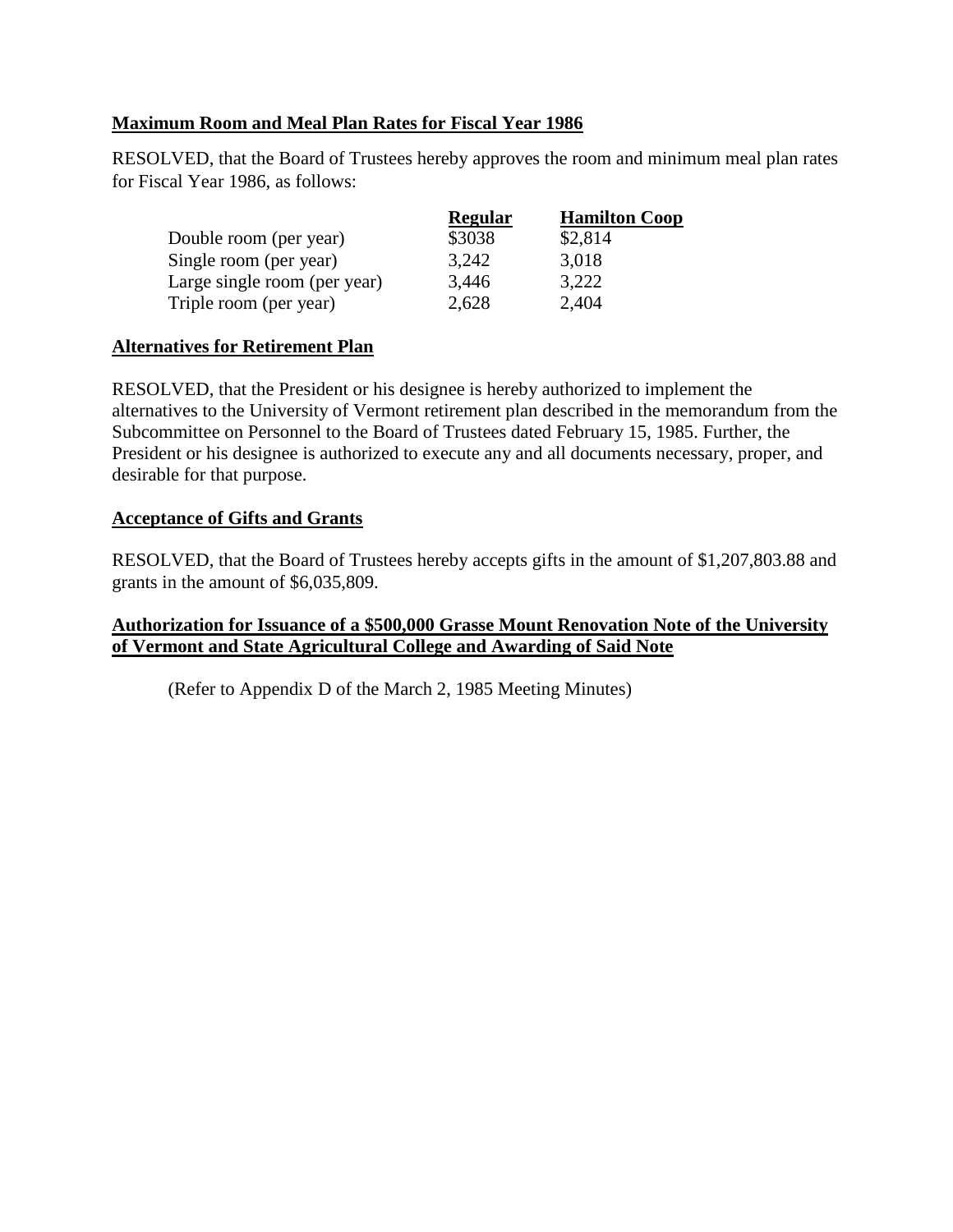**Maximum Room and Meal Plan Rates for Fiscal Year 1986**

RESOLVED, that the Board of Trustees hereby approves the room and minimum meal plan rates for Fiscal Year 1986, as follows:

| | Regular | Hamilton Coop |
|---|---|---|
| Double room (per year) | $3038 | $2,814 |
| Single room (per year) | 3,242 | 3,018 |
| Large single room (per year) | 3,446 | 3,222 |
| Triple room (per year) | 2,628 | 2,404 |

**Alternatives for Retirement Plan**

RESOLVED, that the President or his designee is hereby authorized to implement the alternatives to the University of Vermont retirement plan described in the memorandum from the Subcommittee on Personnel to the Board of Trustees dated February 15, 1985. Further, the President or his designee is authorized to execute any and all documents necessary, proper, and desirable for that purpose.

**Acceptance of Gifts and Grants**

RESOLVED, that the Board of Trustees hereby accepts gifts in the amount of $1,207,803.88 and grants in the amount of $6,035,809.

**Authorization for Issuance of a $500,000 Grasse Mount Renovation Note of the University of Vermont and State Agricultural College and Awarding of Said Note**

(Refer to Appendix D of the March 2, 1985 Meeting Minutes)